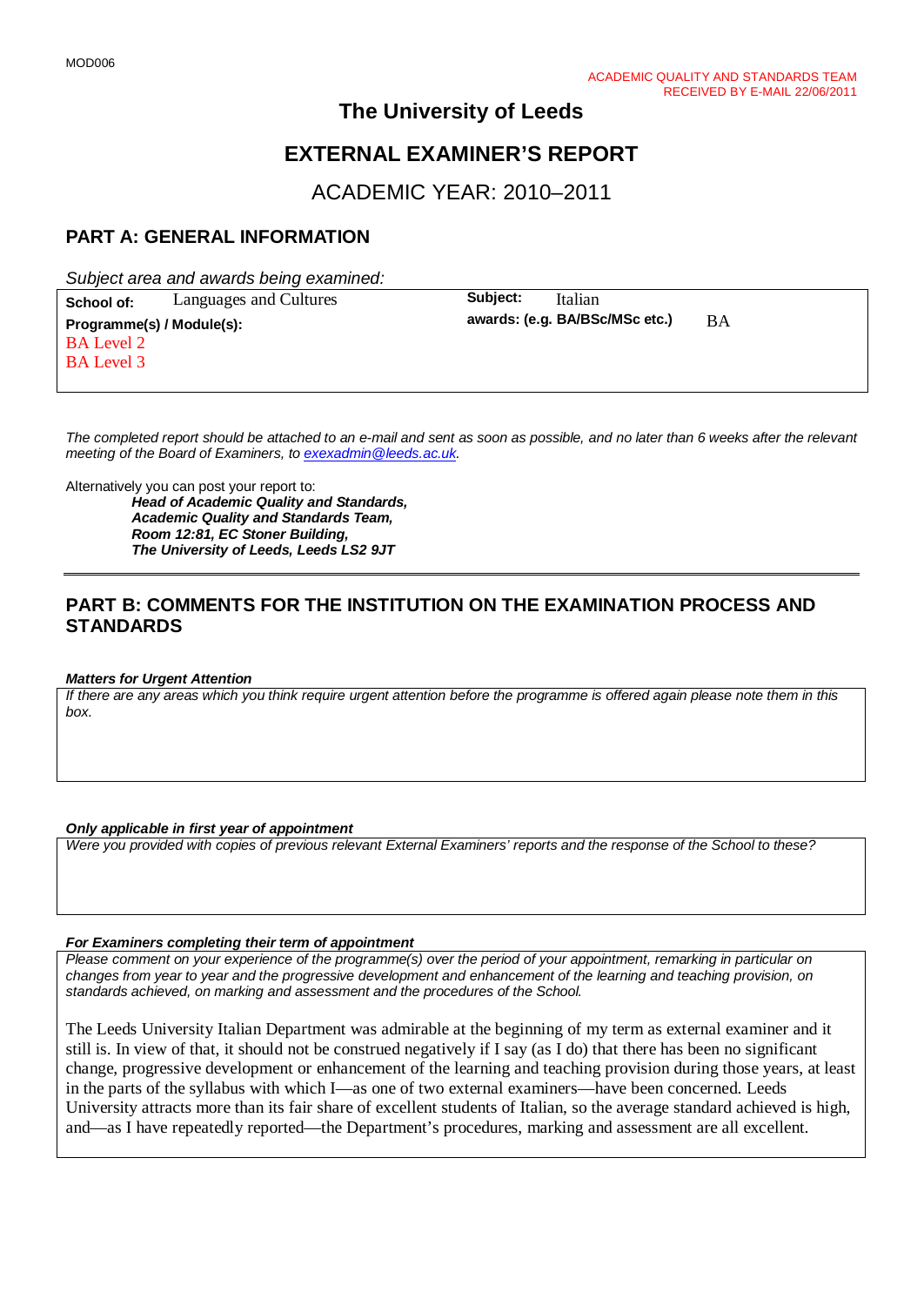MOD006

ACADEMIC QUALITY AND STANDARDS TEAM
RECEIVED BY E-MAIL 22/06/2011

# The University of Leeds

# EXTERNAL EXAMINER'S REPORT

## ACADEMIC YEAR: 2010–2011

## PART A: GENERAL INFORMATION

*Subject area and awards being examined:*

| **School of:** Languages and Cultures | **Subject:** Italian |
|---|---|
| **Programme(s) / Module(s):** BA Level 2, BA Level 3 | **awards: (e.g. BA/BSc/MSc etc.)** BA |

*The completed report should be attached to an e-mail and sent as soon as possible, and no later than 6 weeks after the relevant meeting of the Board of Examiners, to exexadmin@leeds.ac.uk.*

Alternatively you can post your report to:

***Head of Academic Quality and Standards,***
***Academic Quality and Standards Team,***
***Room 12:81, EC Stoner Building,***
***The University of Leeds, Leeds LS2 9JT***

## PART B: COMMENTS FOR THE INSTITUTION ON THE EXAMINATION PROCESS AND STANDARDS

***Matters for Urgent Attention***

*If there are any areas which you think require urgent attention before the programme is offered again please note them in this box.*

***Only applicable in first year of appointment***

*Were you provided with copies of previous relevant External Examiners' reports and the response of the School to these?*

***For Examiners completing their term of appointment***

*Please comment on your experience of the programme(s) over the period of your appointment, remarking in particular on changes from year to year and the progressive development and enhancement of the learning and teaching provision, on standards achieved, on marking and assessment and the procedures of the School.*

The Leeds University Italian Department was admirable at the beginning of my term as external examiner and it still is. In view of that, it should not be construed negatively if I say (as I do) that there has been no significant change, progressive development or enhancement of the learning and teaching provision during those years, at least in the parts of the syllabus with which I—as one of two external examiners—have been concerned. Leeds University attracts more than its fair share of excellent students of Italian, so the average standard achieved is high, and—as I have repeatedly reported—the Department's procedures, marking and assessment are all excellent.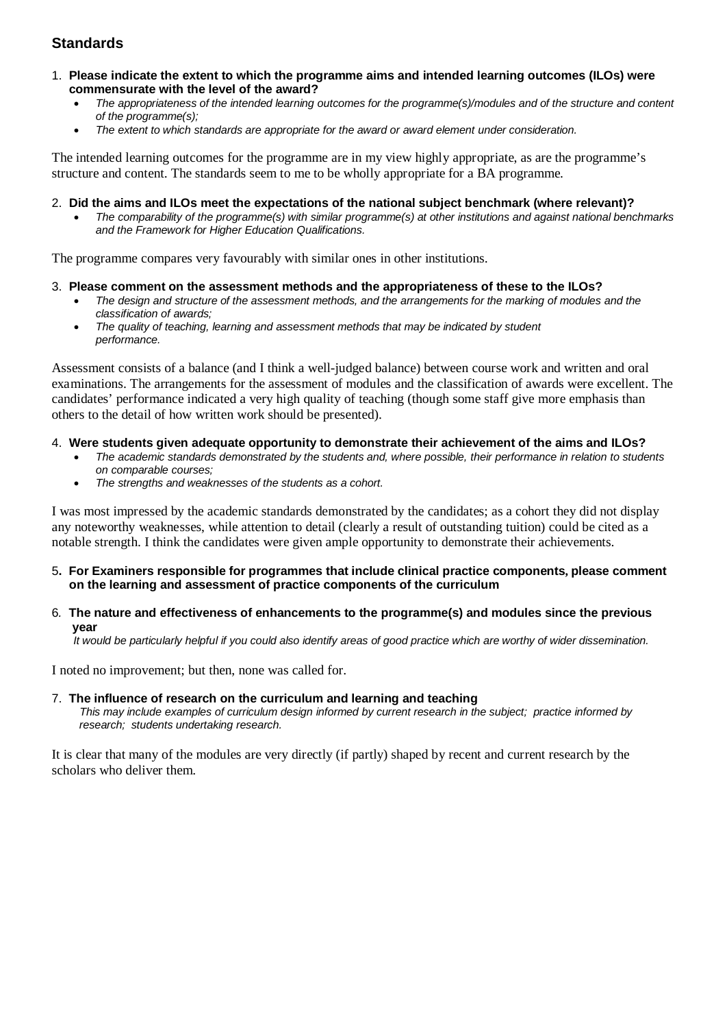## Standards

1. **Please indicate the extent to which the programme aims and intended learning outcomes (ILOs) were commensurate with the level of the award?**
   - *The appropriateness of the intended learning outcomes for the programme(s)/modules and of the structure and content of the programme(s);*
   - *The extent to which standards are appropriate for the award or award element under consideration.*

The intended learning outcomes for the programme are in my view highly appropriate, as are the programme's structure and content. The standards seem to me to be wholly appropriate for a BA programme.

2. **Did the aims and ILOs meet the expectations of the national subject benchmark (where relevant)?**
   - *The comparability of the programme(s) with similar programme(s) at other institutions and against national benchmarks and the Framework for Higher Education Qualifications.*

The programme compares very favourably with similar ones in other institutions.

3. **Please comment on the assessment methods and the appropriateness of these to the ILOs?**
   - *The design and structure of the assessment methods, and the arrangements for the marking of modules and the classification of awards;*
   - *The quality of teaching, learning and assessment methods that may be indicated by student performance.*

Assessment consists of a balance (and I think a well-judged balance) between course work and written and oral examinations. The arrangements for the assessment of modules and the classification of awards were excellent. The candidates' performance indicated a very high quality of teaching (though some staff give more emphasis than others to the detail of how written work should be presented).

4. **Were students given adequate opportunity to demonstrate their achievement of the aims and ILOs?**
   - *The academic standards demonstrated by the students and, where possible, their performance in relation to students on comparable courses;*
   - *The strengths and weaknesses of the students as a cohort.*

I was most impressed by the academic standards demonstrated by the candidates; as a cohort they did not display any noteworthy weaknesses, while attention to detail (clearly a result of outstanding tuition) could be cited as a notable strength. I think the candidates were given ample opportunity to demonstrate their achievements.

5. **For Examiners responsible for programmes that include clinical practice components, please comment on the learning and assessment of practice components of the curriculum**

6. **The nature and effectiveness of enhancements to the programme(s) and modules since the previous year**

   *It would be particularly helpful if you could also identify areas of good practice which are worthy of wider dissemination.*

I noted no improvement; but then, none was called for.

7. **The influence of research on the curriculum and learning and teaching**

   *This may include examples of curriculum design informed by current research in the subject; practice informed by research; students undertaking research.*

It is clear that many of the modules are very directly (if partly) shaped by recent and current research by the scholars who deliver them.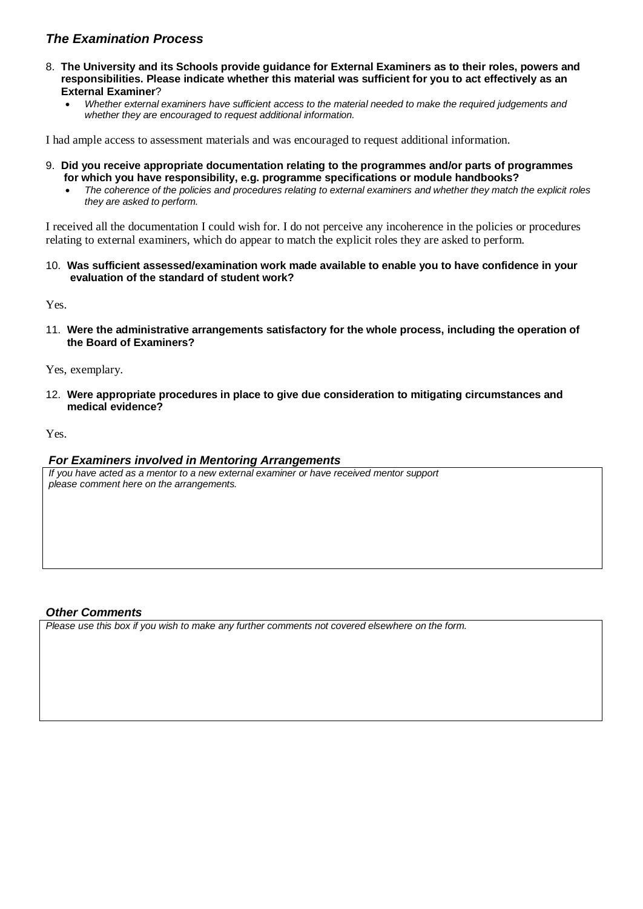### *The Examination Process*

8. **The University and its Schools provide guidance for External Examiners as to their roles, powers and responsibilities. Please indicate whether this material was sufficient for you to act effectively as an External Examiner**?
   - *Whether external examiners have sufficient access to the material needed to make the required judgements and whether they are encouraged to request additional information.*

I had ample access to assessment materials and was encouraged to request additional information.

9. **Did you receive appropriate documentation relating to the programmes and/or parts of programmes for which you have responsibility, e.g. programme specifications or module handbooks?**
   - *The coherence of the policies and procedures relating to external examiners and whether they match the explicit roles they are asked to perform.*

I received all the documentation I could wish for. I do not perceive any incoherence in the policies or procedures relating to external examiners, which do appear to match the explicit roles they are asked to perform.

10. **Was sufficient assessed/examination work made available to enable you to have confidence in your evaluation of the standard of student work?**

Yes.

11. **Were the administrative arrangements satisfactory for the whole process, including the operation of the Board of Examiners?**

Yes, exemplary.

12. **Were appropriate procedures in place to give due consideration to mitigating circumstances and medical evidence?**

Yes.

### *For Examiners involved in Mentoring Arrangements*

*If you have acted as a mentor to a new external examiner or have received mentor support please comment here on the arrangements.*

### *Other Comments*

*Please use this box if you wish to make any further comments not covered elsewhere on the form.*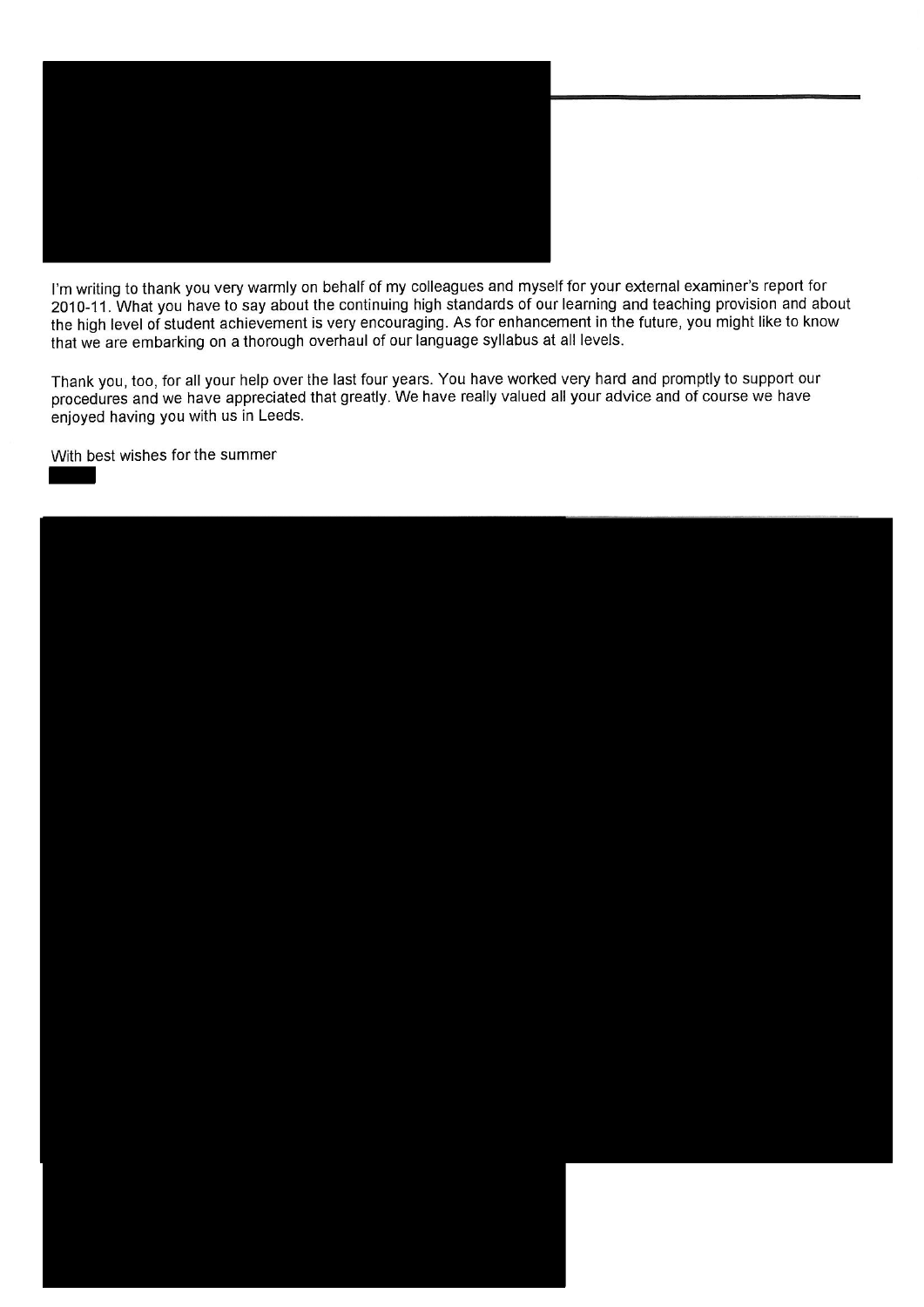I'm writing to thank you very warmly on behalf of my colleagues and myself for your external examiner's report for 2010-11. What you have to say about the continuing high standards of our learning and teaching provision and about the high level of student achievement is very encouraging. As for enhancement in the future, you might like to know that we are embarking on a thorough overhaul of our language syllabus at all levels.

Thank you, too, for all your help over the last four years. You have worked very hard and promptly to support our procedures and we have appreciated that greatly. We have really valued all your advice and of course we have enjoyed having you with us in Leeds.

With best wishes for the summer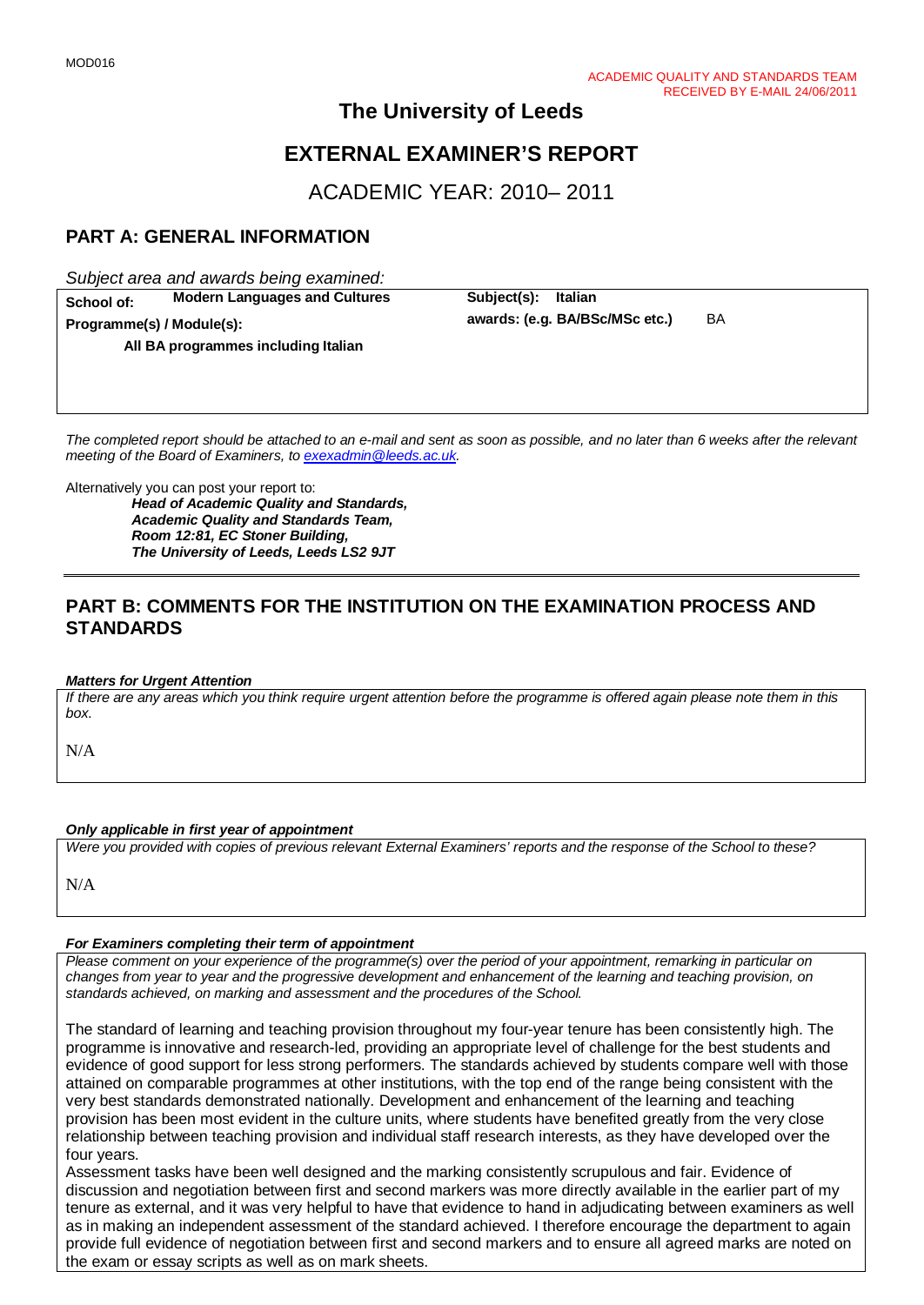ACADEMIC QUALITY AND STANDARDS TEAM
RECEIVED BY E-MAIL 24/06/2011

# The University of Leeds

# EXTERNAL EXAMINER'S REPORT

## ACADEMIC YEAR: 2010– 2011

## PART A: GENERAL INFORMATION

*Subject area and awards being examined:*

| | |
|---|---|
| **School of:** **Modern Languages and Cultures** | **Subject(s): Italian** |
| **Programme(s) / Module(s):** **All BA programmes including Italian** | **awards: (e.g. BA/BSc/MSc etc.)** BA |

*The completed report should be attached to an e-mail and sent as soon as possible, and no later than 6 weeks after the relevant meeting of the Board of Examiners, to exexadmin@leeds.ac.uk.*

Alternatively you can post your report to:

***Head of Academic Quality and Standards,***
***Academic Quality and Standards Team,***
***Room 12:81, EC Stoner Building,***
***The University of Leeds, Leeds LS2 9JT***

## PART B: COMMENTS FOR THE INSTITUTION ON THE EXAMINATION PROCESS AND STANDARDS

***Matters for Urgent Attention***

*If there are any areas which you think require urgent attention before the programme is offered again please note them in this box.*

N/A

***Only applicable in first year of appointment***

*Were you provided with copies of previous relevant External Examiners' reports and the response of the School to these?*

N/A

***For Examiners completing their term of appointment***

*Please comment on your experience of the programme(s) over the period of your appointment, remarking in particular on changes from year to year and the progressive development and enhancement of the learning and teaching provision, on standards achieved, on marking and assessment and the procedures of the School.*

The standard of learning and teaching provision throughout my four-year tenure has been consistently high. The programme is innovative and research-led, providing an appropriate level of challenge for the best students and evidence of good support for less strong performers. The standards achieved by students compare well with those attained on comparable programmes at other institutions, with the top end of the range being consistent with the very best standards demonstrated nationally. Development and enhancement of the learning and teaching provision has been most evident in the culture units, where students have benefited greatly from the very close relationship between teaching provision and individual staff research interests, as they have developed over the four years.

Assessment tasks have been well designed and the marking consistently scrupulous and fair. Evidence of discussion and negotiation between first and second markers was more directly available in the earlier part of my tenure as external, and it was very helpful to have that evidence to hand in adjudicating between examiners as well as in making an independent assessment of the standard achieved. I therefore encourage the department to again provide full evidence of negotiation between first and second markers and to ensure all agreed marks are noted on the exam or essay scripts as well as on mark sheets.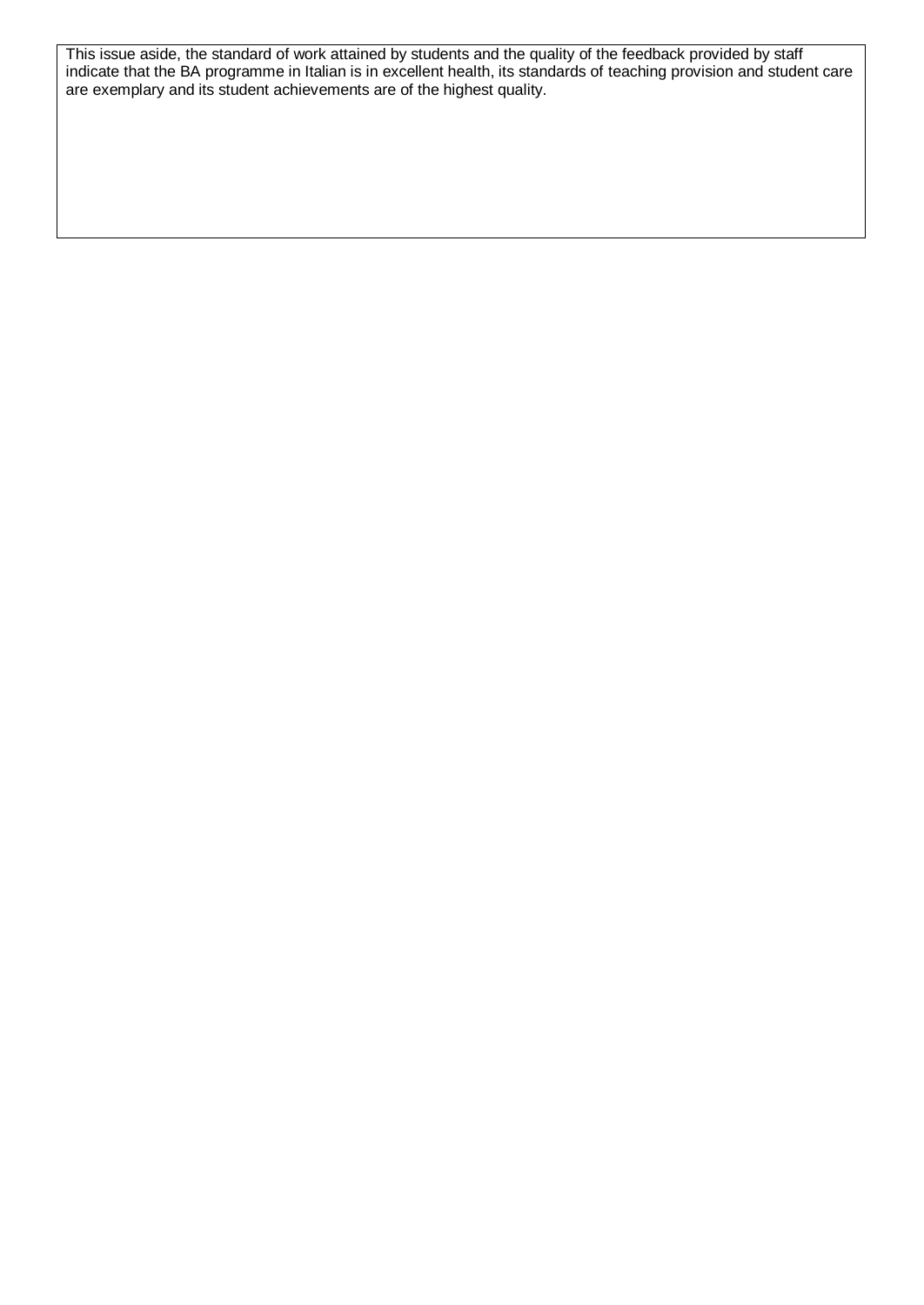This issue aside, the standard of work attained by students and the quality of the feedback provided by staff indicate that the BA programme in Italian is in excellent health, its standards of teaching provision and student care are exemplary and its student achievements are of the highest quality.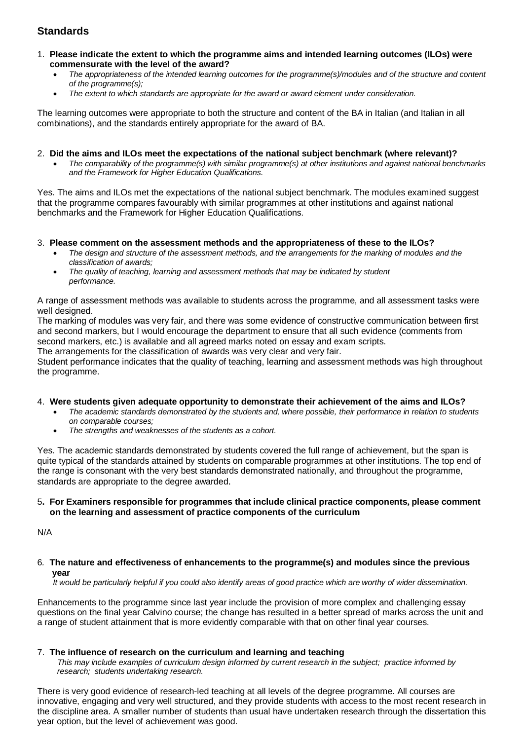## Standards

1. **Please indicate the extent to which the programme aims and intended learning outcomes (ILOs) were commensurate with the level of the award?**
   - *The appropriateness of the intended learning outcomes for the programme(s)/modules and of the structure and content of the programme(s);*
   - *The extent to which standards are appropriate for the award or award element under consideration.*

The learning outcomes were appropriate to both the structure and content of the BA in Italian (and Italian in all combinations), and the standards entirely appropriate for the award of BA.

2. **Did the aims and ILOs meet the expectations of the national subject benchmark (where relevant)?**
   - *The comparability of the programme(s) with similar programme(s) at other institutions and against national benchmarks and the Framework for Higher Education Qualifications.*

Yes. The aims and ILOs met the expectations of the national subject benchmark. The modules examined suggest that the programme compares favourably with similar programmes at other institutions and against national benchmarks and the Framework for Higher Education Qualifications.

3. **Please comment on the assessment methods and the appropriateness of these to the ILOs?**
   - *The design and structure of the assessment methods, and the arrangements for the marking of modules and the classification of awards;*
   - *The quality of teaching, learning and assessment methods that may be indicated by student performance.*

A range of assessment methods was available to students across the programme, and all assessment tasks were well designed.
The marking of modules was very fair, and there was some evidence of constructive communication between first and second markers, but I would encourage the department to ensure that all such evidence (comments from second markers, etc.) is available and all agreed marks noted on essay and exam scripts.
The arrangements for the classification of awards was very clear and very fair.
Student performance indicates that the quality of teaching, learning and assessment methods was high throughout the programme.

4. **Were students given adequate opportunity to demonstrate their achievement of the aims and ILOs?**
   - *The academic standards demonstrated by the students and, where possible, their performance in relation to students on comparable courses;*
   - *The strengths and weaknesses of the students as a cohort.*

Yes. The academic standards demonstrated by students covered the full range of achievement, but the span is quite typical of the standards attained by students on comparable programmes at other institutions. The top end of the range is consonant with the very best standards demonstrated nationally, and throughout the programme, standards are appropriate to the degree awarded.

5. **For Examiners responsible for programmes that include clinical practice components, please comment on the learning and assessment of practice components of the curriculum**

N/A

6. **The nature and effectiveness of enhancements to the programme(s) and modules since the previous year**
   *It would be particularly helpful if you could also identify areas of good practice which are worthy of wider dissemination.*

Enhancements to the programme since last year include the provision of more complex and challenging essay questions on the final year Calvino course; the change has resulted in a better spread of marks across the unit and a range of student attainment that is more evidently comparable with that on other final year courses.

7. **The influence of research on the curriculum and learning and teaching**
   *This may include examples of curriculum design informed by current research in the subject; practice informed by research; students undertaking research.*

There is very good evidence of research-led teaching at all levels of the degree programme. All courses are innovative, engaging and very well structured, and they provide students with access to the most recent research in the discipline area. A smaller number of students than usual have undertaken research through the dissertation this year option, but the level of achievement was good.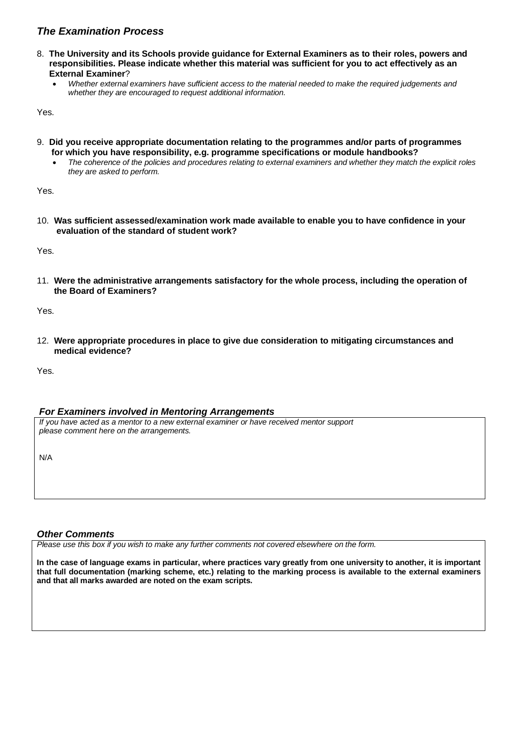## *The Examination Process*

8. **The University and its Schools provide guidance for External Examiners as to their roles, powers and responsibilities. Please indicate whether this material was sufficient for you to act effectively as an External Examiner**?
   - *Whether external examiners have sufficient access to the material needed to make the required judgements and whether they are encouraged to request additional information.*

Yes.

9. **Did you receive appropriate documentation relating to the programmes and/or parts of programmes for which you have responsibility, e.g. programme specifications or module handbooks?**
   - *The coherence of the policies and procedures relating to external examiners and whether they match the explicit roles they are asked to perform.*

Yes.

10. **Was sufficient assessed/examination work made available to enable you to have confidence in your evaluation of the standard of student work?**

Yes.

11. **Were the administrative arrangements satisfactory for the whole process, including the operation of the Board of Examiners?**

Yes.

12. **Were appropriate procedures in place to give due consideration to mitigating circumstances and medical evidence?**

Yes.

### *For Examiners involved in Mentoring Arrangements*

*If you have acted as a mentor to a new external examiner or have received mentor support please comment here on the arrangements.*

N/A

### *Other Comments*

*Please use this box if you wish to make any further comments not covered elsewhere on the form.*

**In the case of language exams in particular, where practices vary greatly from one university to another, it is important that full documentation (marking scheme, etc.) relating to the marking process is available to the external examiners and that all marks awarded are noted on the exam scripts.**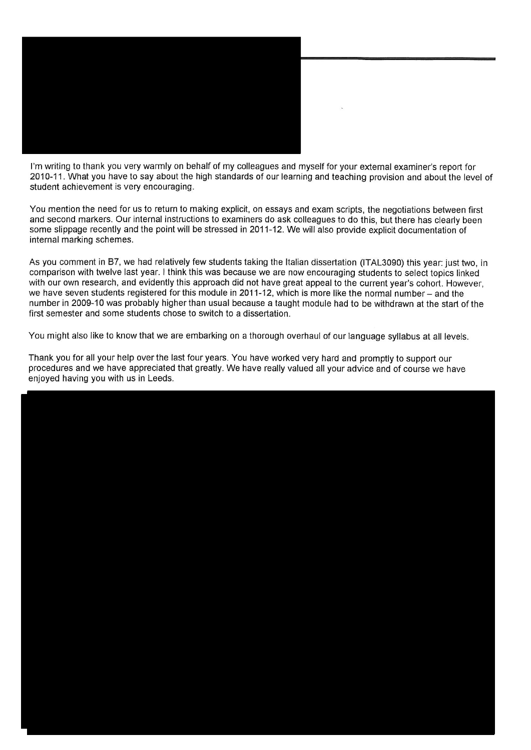I'm writing to thank you very warmly on behalf of my colleagues and myself for your external examiner's report for 2010-11. What you have to say about the high standards of our learning and teaching provision and about the level of student achievement is very encouraging.

You mention the need for us to return to making explicit, on essays and exam scripts, the negotiations between first and second markers. Our internal instructions to examiners do ask colleagues to do this, but there has clearly been some slippage recently and the point will be stressed in 2011-12. We will also provide explicit documentation of internal marking schemes.

As you comment in B7, we had relatively few students taking the Italian dissertation (ITAL3090) this year: just two, in comparison with twelve last year. I think this was because we are now encouraging students to select topics linked with our own research, and evidently this approach did not have great appeal to the current year's cohort. However, we have seven students registered for this module in 2011-12, which is more like the normal number – and the number in 2009-10 was probably higher than usual because a taught module had to be withdrawn at the start of the first semester and some students chose to switch to a dissertation.

You might also like to know that we are embarking on a thorough overhaul of our language syllabus at all levels.

Thank you for all your help over the last four years. You have worked very hard and promptly to support our procedures and we have appreciated that greatly. We have really valued all your advice and of course we have enjoyed having you with us in Leeds.